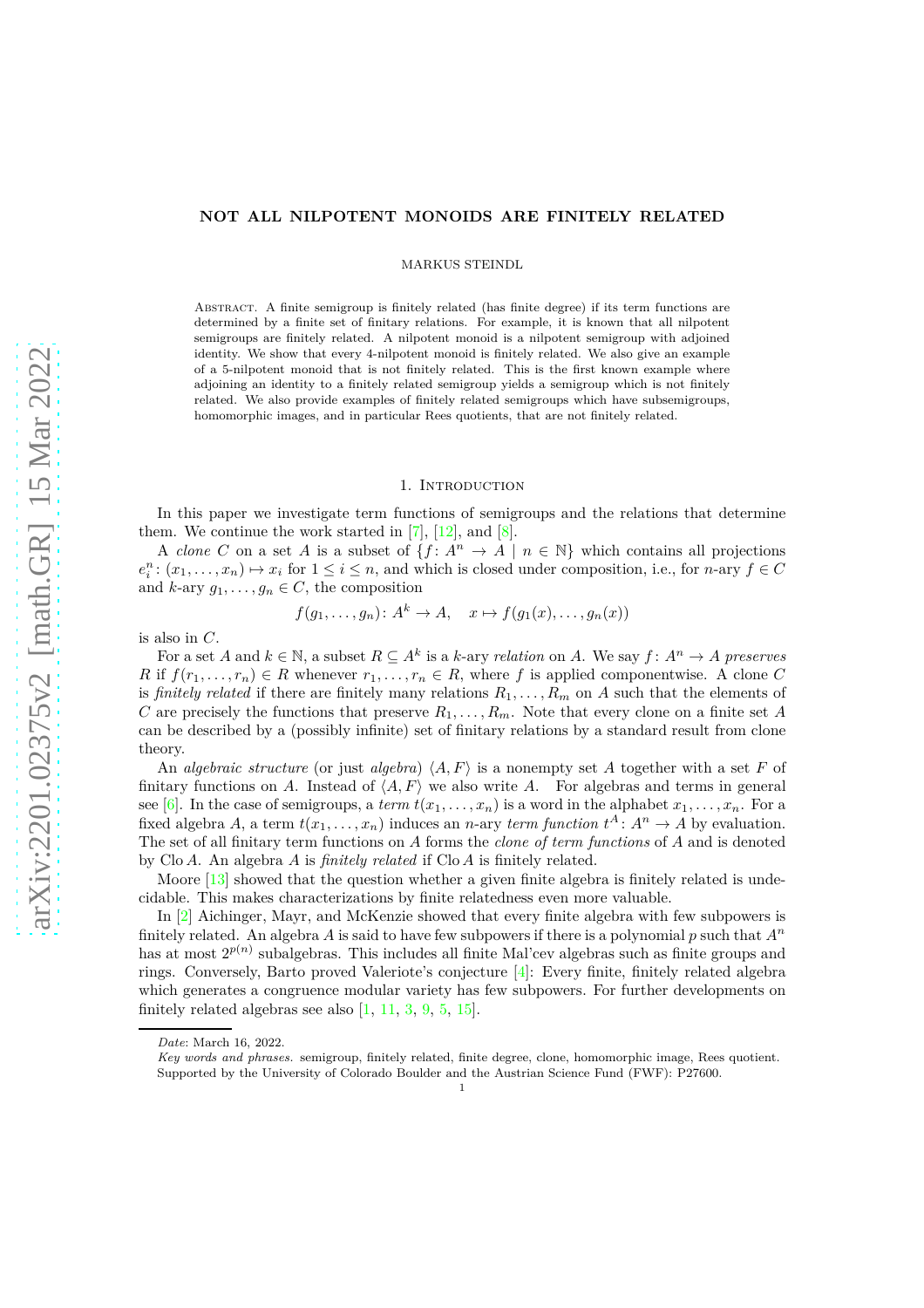# NOT ALL NILPOTENT MONOIDS ARE FINITELY RELATED

MARKUS STEINDL

Abstract. A finite semigroup is finitely related (has finite degree) if its term functions are determined by a finite set of finitary relations. For example, it is known that all nilpotent semigroups are finitely related. A nilpotent monoid is a nilpotent semigroup with adjoined identity. We show that every 4-nilpotent monoid is finitely related. We also give an example of a 5-nilpotent monoid that is not finitely related. This is the first known example where adjoining an identity to a finitely related semigroup yields a semigroup which is not finitely related. We also provide examples of finitely related semigroups which have subsemigroups, homomorphic images, and in particular Rees quotients, that are not finitely related.

## 1. Introduction

In this paper we investigate term functions of semigroups and the relations that determine them. We continue the work started in [7], [12], and [8].

A *clone* $C$ on a set $A$ is a subset of $\{f : A^n \to A \mid n \in \mathbb{N}\}$ which contains all projections $e_i^n : (x_1, \ldots, x_n) \mapsto x_i$ for $1 \le i \le n$, and which is closed under composition, i.e., for $n$-ary $f \in C$ and $k$-ary $g_1, \ldots, g_n \in C$, the composition

$$f(g_1, \ldots, g_n) : A^k \to A, \quad x \mapsto f(g_1(x), \ldots, g_n(x))$$

is also in $C$.

For a set $A$ and $k \in \mathbb{N}$, a subset $R \subseteq A^k$ is a $k$-ary *relation* on $A$. We say $f : A^n \to A$ *preserves* $R$ if $f(r_1, \ldots, r_n) \in R$ whenever $r_1, \ldots, r_n \in R$, where $f$ is applied componentwise. A clone $C$ is *finitely related* if there are finitely many relations $R_1, \ldots, R_m$ on $A$ such that the elements of $C$ are precisely the functions that preserve $R_1, \ldots, R_m$. Note that every clone on a finite set $A$ can be described by a (possibly infinite) set of finitary relations by a standard result from clone theory.

An *algebraic structure* (or just *algebra*) $\langle A, F\rangle$ is a nonempty set $A$ together with a set $F$ of finitary functions on $A$. Instead of $\langle A, F\rangle$ we also write $A$. For algebras and terms in general see [6]. In the case of semigroups, a *term* $t(x_1, \ldots, x_n)$ is a word in the alphabet $x_1, \ldots, x_n$. For a fixed algebra $A$, a term $t(x_1, \ldots, x_n)$ induces an $n$-ary *term function* $t^A : A^n \to A$ by evaluation. The set of all finitary term functions on $A$ forms the *clone of term functions* of $A$ and is denoted by $\operatorname{Clo} A$. An algebra $A$ is *finitely related* if $\operatorname{Clo} A$ is finitely related.

Moore [13] showed that the question whether a given finite algebra is finitely related is undecidable. This makes characterizations by finite relatedness even more valuable.

In [2] Aichinger, Mayr, and McKenzie showed that every finite algebra with few subpowers is finitely related. An algebra $A$ is said to have few subpowers if there is a polynomial $p$ such that $A^n$ has at most $2^{p(n)}$ subalgebras. This includes all finite Mal'cev algebras such as finite groups and rings. Conversely, Barto proved Valeriote's conjecture [4]: Every finite, finitely related algebra which generates a congruence modular variety has few subpowers. For further developments on finitely related algebras see also [1, 11, 3, 9, 5, 15].

*Date*: March 16, 2022.
*Key words and phrases.* semigroup, finitely related, finite degree, clone, homomorphic image, Rees quotient.
Supported by the University of Colorado Boulder and the Austrian Science Fund (FWF): P27600.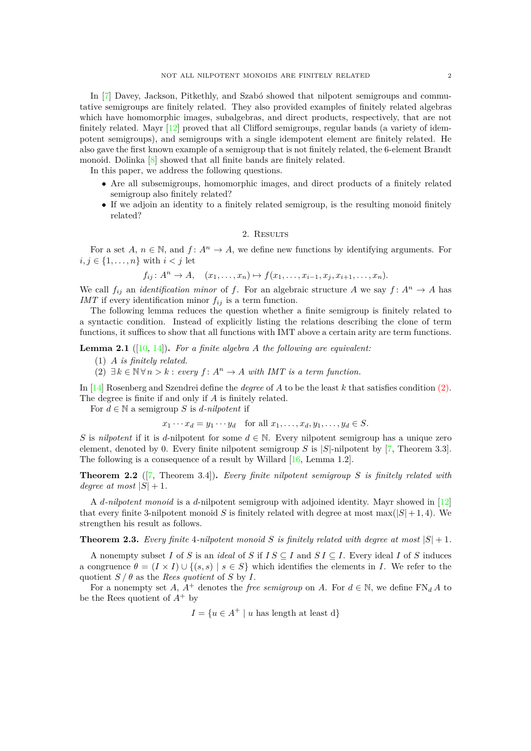In [7] Davey, Jackson, Pitkethly, and Szabó showed that nilpotent semigroups and commutative semigroups are finitely related. They also provided examples of finitely related algebras which have homomorphic images, subalgebras, and direct products, respectively, that are not finitely related. Mayr [12] proved that all Clifford semigroups, regular bands (a variety of idempotent semigroups), and semigroups with a single idempotent element are finitely related. He also gave the first known example of a semigroup that is not finitely related, the 6-element Brandt monoid. Dolinka [8] showed that all finite bands are finitely related.

In this paper, we address the following questions.

- Are all subsemigroups, homomorphic images, and direct products of a finitely related semigroup also finitely related?
- If we adjoin an identity to a finitely related semigroup, is the resulting monoid finitely related?

## 2. Results

For a set $A$, $n \in \mathbb{N}$, and $f\colon A^n \to A$, we define new functions by identifying arguments. For $i, j \in \{1, \ldots, n\}$ with $i < j$ let

$$f_{ij}\colon A^n \to A, \quad (x_1, \ldots, x_n) \mapsto f(x_1, \ldots, x_{i-1}, x_j, x_{i+1}, \ldots, x_n).$$

We call $f_{ij}$ an *identification minor* of $f$. For an algebraic structure $A$ we say $f\colon A^n \to A$ has *IMT* if every identification minor $f_{ij}$ is a term function.

The following lemma reduces the question whether a finite semigroup is finitely related to a syntactic condition. Instead of explicitly listing the relations describing the clone of term functions, it suffices to show that all functions with IMT above a certain arity are term functions.

**Lemma 2.1** ([10, 14]). *For a finite algebra $A$ the following are equivalent:*

(1) *$A$ is finitely related.*
(2) *$\exists k \in \mathbb{N}\, \forall n > k$ : every $f\colon A^n \to A$ with IMT is a term function.*

In [14] Rosenberg and Szendrei define the *degree* of $A$ to be the least $k$ that satisfies condition (2). The degree is finite if and only if $A$ is finitely related.

For $d \in \mathbb{N}$ a semigroup $S$ is *$d$-nilpotent* if

$$x_1 \cdots x_d = y_1 \cdots y_d \quad \text{for all } x_1, \ldots, x_d, y_1, \ldots, y_d \in S.$$

$S$ is *nilpotent* if it is $d$-nilpotent for some $d \in \mathbb{N}$. Every nilpotent semigroup has a unique zero element, denoted by 0. Every finite nilpotent semigroup $S$ is $|S|$-nilpotent by [7, Theorem 3.3]. The following is a consequence of a result by Willard [16, Lemma 1.2].

**Theorem 2.2** ([7, Theorem 3.4]). *Every finite nilpotent semigroup $S$ is finitely related with degree at most $|S| + 1$.*

A *$d$-nilpotent monoid* is a $d$-nilpotent semigroup with adjoined identity. Mayr showed in [12] that every finite 3-nilpotent monoid $S$ is finitely related with degree at most $\max(|S|+1, 4)$. We strengthen his result as follows.

**Theorem 2.3.** *Every finite 4-nilpotent monoid $S$ is finitely related with degree at most $|S| + 1$.*

A nonempty subset $I$ of $S$ is an *ideal* of $S$ if $I\,S \subseteq I$ and $S\,I \subseteq I$. Every ideal $I$ of $S$ induces a congruence $\theta = (I \times I) \cup \{(s, s) \mid s \in S\}$ which identifies the elements in $I$. We refer to the quotient $S \,/\, \theta$ as the *Rees quotient* of $S$ by $I$.

For a nonempty set $A$, $A^+$ denotes the *free semigroup* on $A$. For $d \in \mathbb{N}$, we define $\mathrm{FN}_d\, A$ to be the Rees quotient of $A^+$ by

$$I = \{u \in A^+ \mid u \text{ has length at least d}\}$$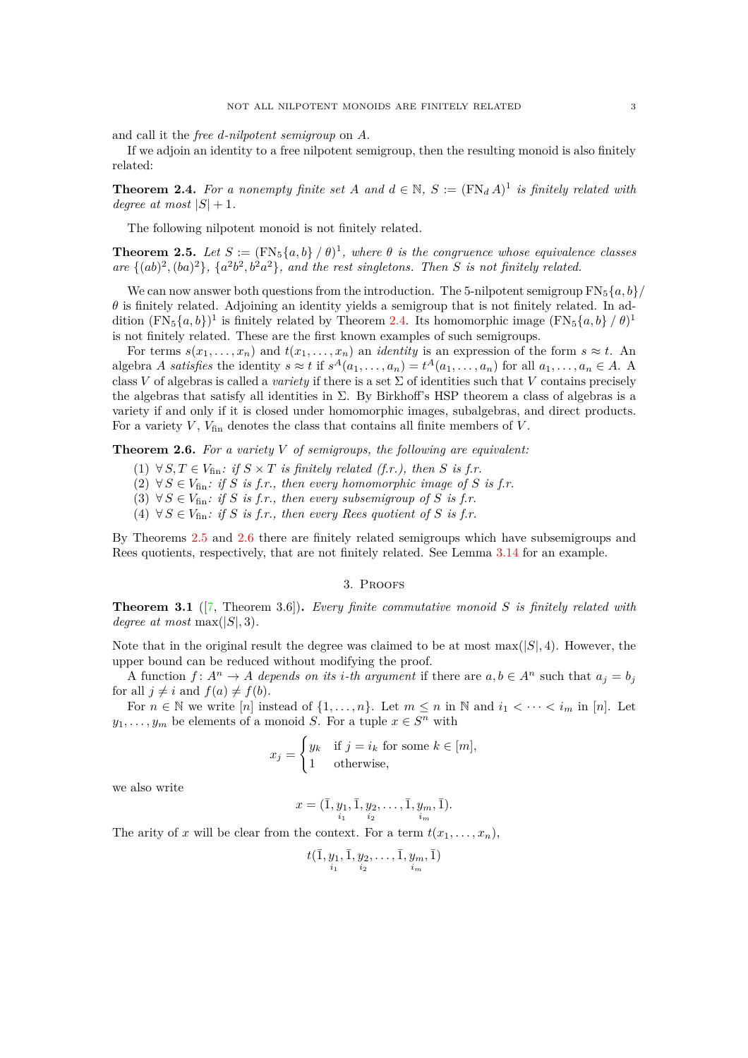and call it the *free $d$-nilpotent semigroup* on $A$.

If we adjoin an identity to a free nilpotent semigroup, then the resulting monoid is also finitely related:

**Theorem 2.4.** *For a nonempty finite set $A$ and $d \in \mathbb{N}$, $S := (\mathrm{FN}_d\, A)^1$ is finitely related with degree at most $|S| + 1$.*

The following nilpotent monoid is not finitely related.

**Theorem 2.5.** *Let $S := (\mathrm{FN}_5\{a, b\} \,/\, \theta)^1$, where $\theta$ is the congruence whose equivalence classes are $\{(ab)^2, (ba)^2\}$, $\{a^2b^2, b^2a^2\}$, and the rest singletons. Then $S$ is not finitely related.*

We can now answer both questions from the introduction. The 5-nilpotent semigroup $\mathrm{FN}_5\{a, b\}/\theta$ is finitely related. Adjoining an identity yields a semigroup that is not finitely related. In addition $(\mathrm{FN}_5\{a, b\})^1$ is finitely related by Theorem 2.4. Its homomorphic image $(\mathrm{FN}_5\{a, b\} \,/\, \theta)^1$ is not finitely related. These are the first known examples of such semigroups.

For terms $s(x_1, \dots, x_n)$ and $t(x_1, \dots, x_n)$ an *identity* is an expression of the form $s \approx t$. An algebra $A$ *satisfies* the identity $s \approx t$ if $s^A(a_1, \dots, a_n) = t^A(a_1, \dots, a_n)$ for all $a_1, \dots, a_n \in A$. A class $V$ of algebras is called a *variety* if there is a set $\Sigma$ of identities such that $V$ contains precisely the algebras that satisfy all identities in $\Sigma$. By Birkhoff's HSP theorem a class of algebras is a variety if and only if it is closed under homomorphic images, subalgebras, and direct products. For a variety $V$, $V_{\mathrm{fin}}$ denotes the class that contains all finite members of $V$.

**Theorem 2.6.** *For a variety $V$ of semigroups, the following are equivalent:*

1. *$\forall\, S, T \in V_{\mathrm{fin}}$: if $S \times T$ is finitely related (f.r.), then $S$ is f.r.*
2. *$\forall\, S \in V_{\mathrm{fin}}$: if $S$ is f.r., then every homomorphic image of $S$ is f.r.*
3. *$\forall\, S \in V_{\mathrm{fin}}$: if $S$ is f.r., then every subsemigroup of $S$ is f.r.*
4. *$\forall\, S \in V_{\mathrm{fin}}$: if $S$ is f.r., then every Rees quotient of $S$ is f.r.*

By Theorems 2.5 and 2.6 there are finitely related semigroups which have subsemigroups and Rees quotients, respectively, that are not finitely related. See Lemma 3.14 for an example.

## 3. Proofs

**Theorem 3.1** ([7, Theorem 3.6])**.** *Every finite commutative monoid $S$ is finitely related with degree at most $\max(|S|, 3)$.*

Note that in the original result the degree was claimed to be at most $\max(|S|, 4)$. However, the upper bound can be reduced without modifying the proof.

A function $f\colon A^n \to A$ *depends on its $i$-th argument* if there are $a, b \in A^n$ such that $a_j = b_j$ for all $j \neq i$ and $f(a) \neq f(b)$.

For $n \in \mathbb{N}$ we write $[n]$ instead of $\{1, \dots, n\}$. Let $m \leq n$ in $\mathbb{N}$ and $i_1 < \dots < i_m$ in $[n]$. Let $y_1, \dots, y_m$ be elements of a monoid $S$. For a tuple $x \in S^n$ with

$$x_j = \begin{cases} y_k & \text{if } j = i_k \text{ for some } k \in [m], \\ 1 & \text{otherwise,} \end{cases}$$

we also write

$$x = (\bar{1}, \underset{i_1}{y_1}, \bar{1}, \underset{i_2}{y_2}, \dots, \bar{1}, \underset{i_m}{y_m}, \bar{1}).$$

The arity of $x$ will be clear from the context. For a term $t(x_1, \dots, x_n)$,

$$t(\bar{1}, \underset{i_1}{y_1}, \bar{1}, \underset{i_2}{y_2}, \dots, \bar{1}, \underset{i_m}{y_m}, \bar{1})$$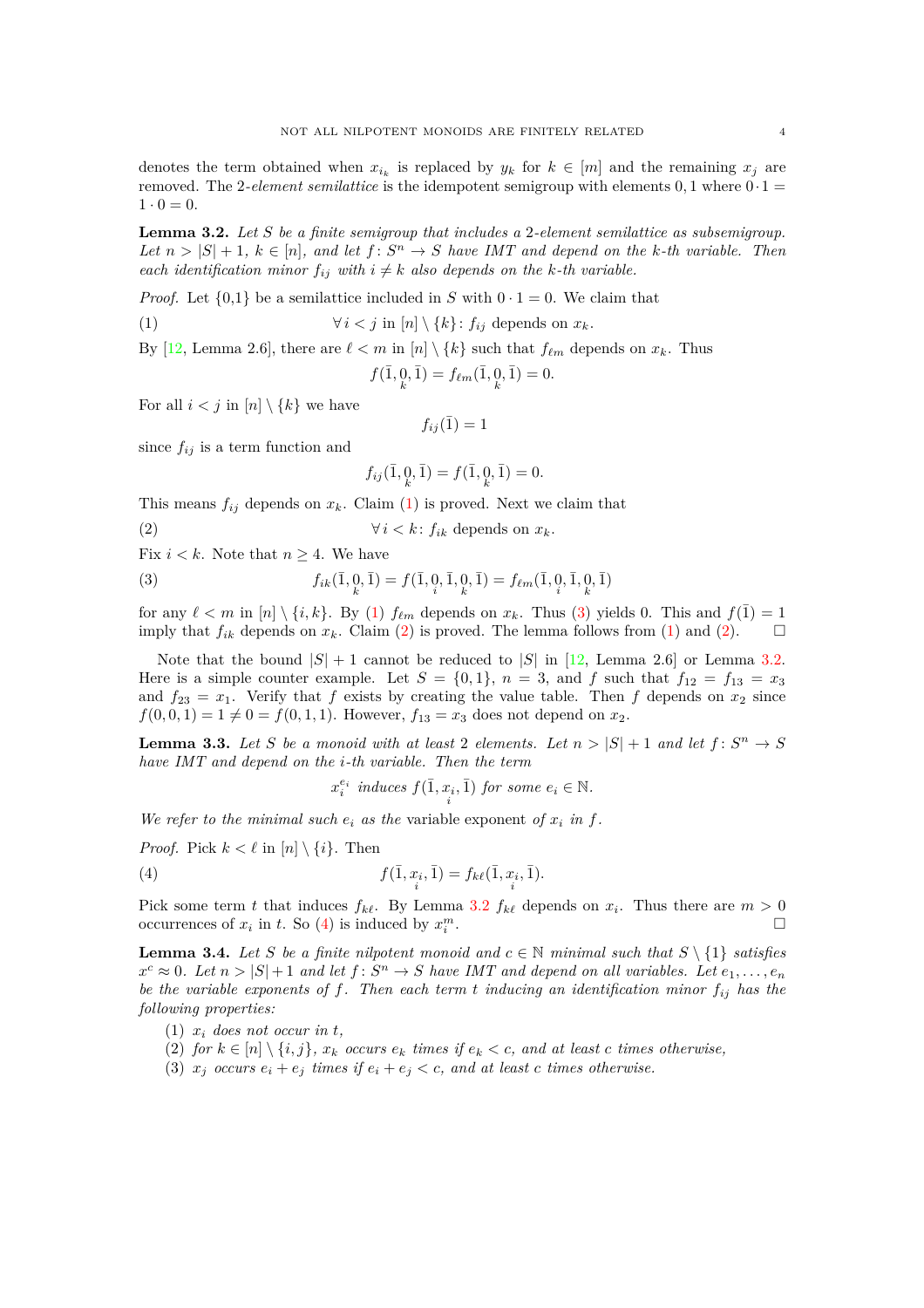denotes the term obtained when $x_{i_k}$ is replaced by $y_k$ for $k \in [m]$ and the remaining $x_j$ are removed. The 2*-element semilattice* is the idempotent semigroup with elements $0, 1$ where $0 \cdot 1 = 1 \cdot 0 = 0$.

**Lemma 3.2.** *Let $S$ be a finite semigroup that includes a 2-element semilattice as subsemigroup. Let $n > |S| + 1$, $k \in [n]$, and let $f \colon S^n \to S$ have IMT and depend on the $k$-th variable. Then each identification minor $f_{ij}$ with $i \neq k$ also depends on the $k$-th variable.*

*Proof.* Let $\{0,1\}$ be a semilattice included in $S$ with $0 \cdot 1 = 0$. We claim that

$$\forall\, i < j \text{ in } [n] \setminus \{k\} \colon f_{ij} \text{ depends on } x_k. \tag{1}$$

By [12, Lemma 2.6], there are $\ell < m$ in $[n] \setminus \{k\}$ such that $f_{\ell m}$ depends on $x_k$. Thus

$$f(\bar{1}, \underset{k}{0}, \bar{1}) = f_{\ell m}(\bar{1}, \underset{k}{0}, \bar{1}) = 0.$$

For all $i < j$ in $[n] \setminus \{k\}$ we have

$$f_{ij}(\bar{1}) = 1$$

since $f_{ij}$ is a term function and

$$f_{ij}(\bar{1}, \underset{k}{0}, \bar{1}) = f(\bar{1}, \underset{k}{0}, \bar{1}) = 0.$$

This means $f_{ij}$ depends on $x_k$. Claim (1) is proved. Next we claim that

$$\forall\, i < k \colon f_{ik} \text{ depends on } x_k. \tag{2}$$

Fix $i < k$. Note that $n \geq 4$. We have

$$f_{ik}(\bar{1}, \underset{k}{0}, \bar{1}) = f(\bar{1}, \underset{i}{0}, \bar{1}, \underset{k}{0}, \bar{1}) = f_{\ell m}(\bar{1}, \underset{i}{0}, \bar{1}, \underset{k}{0}, \bar{1}) \tag{3}$$

for any $\ell < m$ in $[n] \setminus \{i, k\}$. By (1) $f_{\ell m}$ depends on $x_k$. Thus (3) yields 0. This and $f(\bar{1}) = 1$ imply that $f_{ik}$ depends on $x_k$. Claim (2) is proved. The lemma follows from (1) and (2). $\square$

Note that the bound $|S| + 1$ cannot be reduced to $|S|$ in [12, Lemma 2.6] or Lemma 3.2. Here is a simple counter example. Let $S = \{0, 1\}$, $n = 3$, and $f$ such that $f_{12} = f_{13} = x_3$ and $f_{23} = x_1$. Verify that $f$ exists by creating the value table. Then $f$ depends on $x_2$ since $f(0, 0, 1) = 1 \neq 0 = f(0, 1, 1)$. However, $f_{13} = x_3$ does not depend on $x_2$.

**Lemma 3.3.** *Let $S$ be a monoid with at least 2 elements. Let $n > |S| + 1$ and let $f \colon S^n \to S$ have IMT and depend on the $i$-th variable. Then the term*

$$x_i^{e_i} \text{ induces } f(\bar{1}, \underset{i}{x_i}, \bar{1}) \text{ for some } e_i \in \mathbb{N}.$$

*We refer to the minimal such $e_i$ as the* variable exponent *of $x_i$ in $f$.*

*Proof.* Pick $k < \ell$ in $[n] \setminus \{i\}$. Then

$$f(\bar{1}, \underset{i}{x_i}, \bar{1}) = f_{k\ell}(\bar{1}, \underset{i}{x_i}, \bar{1}). \tag{4}$$

Pick some term $t$ that induces $f_{k\ell}$. By Lemma 3.2 $f_{k\ell}$ depends on $x_i$. Thus there are $m > 0$ occurrences of $x_i$ in $t$. So (4) is induced by $x_i^m$. $\square$

**Lemma 3.4.** *Let $S$ be a finite nilpotent monoid and $c \in \mathbb{N}$ minimal such that $S \setminus \{1\}$ satisfies $x^c \approx 0$. Let $n > |S| + 1$ and let $f \colon S^n \to S$ have IMT and depend on all variables. Let $e_1, \ldots, e_n$ be the variable exponents of $f$. Then each term $t$ inducing an identification minor $f_{ij}$ has the following properties:*

1. *$x_i$ does not occur in $t$,*
2. *for $k \in [n] \setminus \{i, j\}$, $x_k$ occurs $e_k$ times if $e_k < c$, and at least $c$ times otherwise,*
3. *$x_j$ occurs $e_i + e_j$ times if $e_i + e_j < c$, and at least $c$ times otherwise.*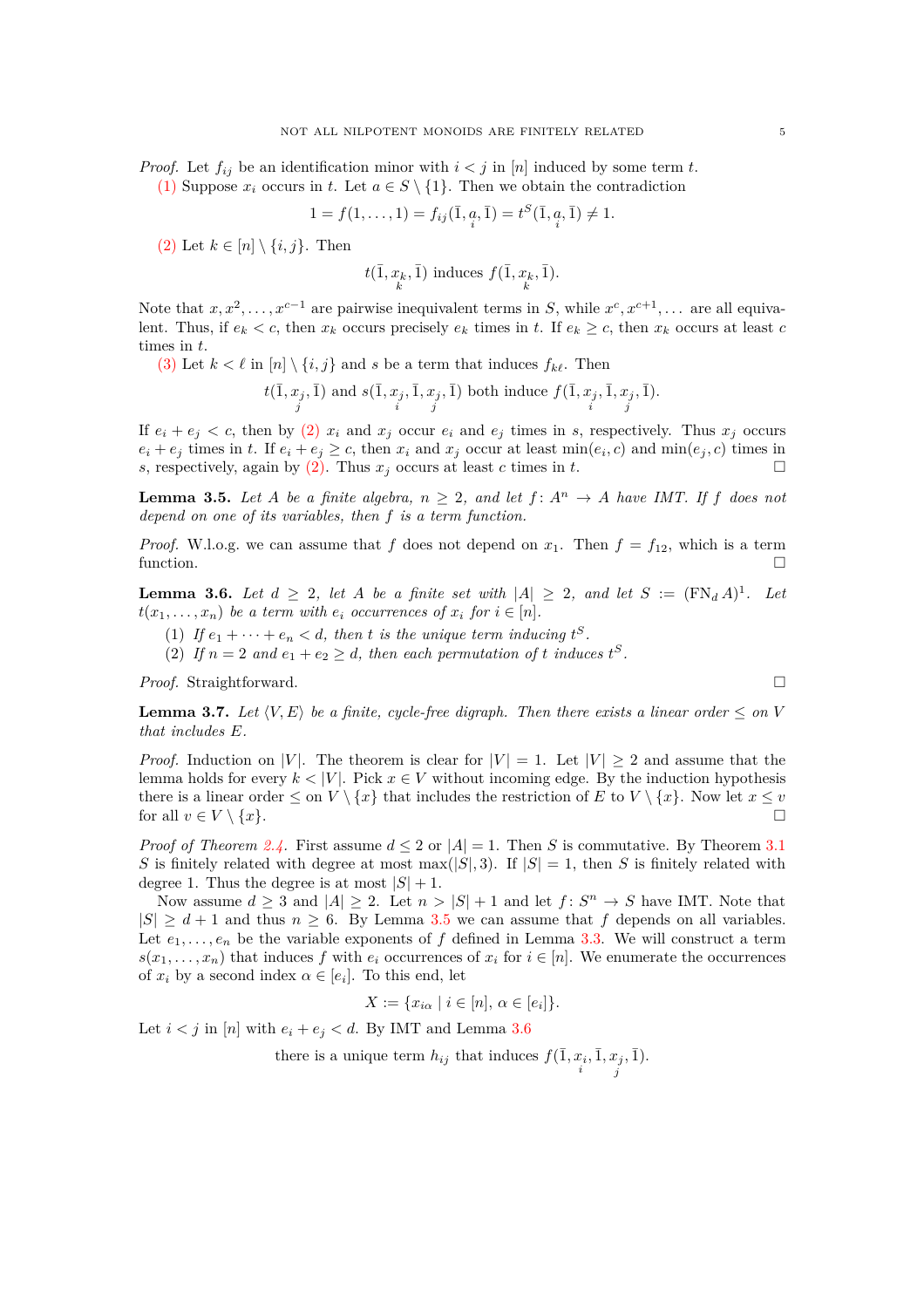*Proof.* Let $f_{ij}$ be an identification minor with $i < j$ in $[n]$ induced by some term $t$.

(1) Suppose $x_i$ occurs in $t$. Let $a \in S \setminus \{1\}$. Then we obtain the contradiction

$$1 = f(1, \ldots, 1) = f_{ij}(\bar{1}, \underset{i}{a}, \bar{1}) = t^S(\bar{1}, \underset{i}{a}, \bar{1}) \neq 1.$$

(2) Let $k \in [n] \setminus \{i, j\}$. Then

$$t(\bar{1}, \underset{k}{x_k}, \bar{1}) \text{ induces } f(\bar{1}, \underset{k}{x_k}, \bar{1}).$$

Note that $x, x^2, \ldots, x^{c-1}$ are pairwise inequivalent terms in $S$, while $x^c, x^{c+1}, \ldots$ are all equivalent. Thus, if $e_k < c$, then $x_k$ occurs precisely $e_k$ times in $t$. If $e_k \geq c$, then $x_k$ occurs at least $c$ times in $t$.

(3) Let $k < \ell$ in $[n] \setminus \{i, j\}$ and $s$ be a term that induces $f_{k\ell}$. Then

$$t(\bar{1}, \underset{j}{x_j}, \bar{1}) \text{ and } s(\bar{1}, \underset{i}{x_j}, \bar{1}, \underset{j}{x_j}, \bar{1}) \text{ both induce } f(\bar{1}, \underset{i}{x_j}, \bar{1}, \underset{j}{x_j}, \bar{1}).$$

If $e_i + e_j < c$, then by (2) $x_i$ and $x_j$ occur $e_i$ and $e_j$ times in $s$, respectively. Thus $x_j$ occurs $e_i + e_j$ times in $t$. If $e_i + e_j \geq c$, then $x_i$ and $x_j$ occur at least $\min(e_i, c)$ and $\min(e_j, c)$ times in $s$, respectively, again by (2). Thus $x_j$ occurs at least $c$ times in $t$. □

**Lemma 3.5.** *Let $A$ be a finite algebra, $n \geq 2$, and let $f\colon A^n \to A$ have IMT. If $f$ does not depend on one of its variables, then $f$ is a term function.*

*Proof.* W.l.o.g. we can assume that $f$ does not depend on $x_1$. Then $f = f_{12}$, which is a term function. □

**Lemma 3.6.** *Let $d \geq 2$, let $A$ be a finite set with $|A| \geq 2$, and let $S := (\mathrm{FN}_d\, A)^1$. Let $t(x_1, \ldots, x_n)$ be a term with $e_i$ occurrences of $x_i$ for $i \in [n]$.*

1. *If $e_1 + \cdots + e_n < d$, then $t$ is the unique term inducing $t^S$.*
2. *If $n = 2$ and $e_1 + e_2 \geq d$, then each permutation of $t$ induces $t^S$.*

*Proof.* Straightforward. □

**Lemma 3.7.** *Let $\langle V, E\rangle$ be a finite, cycle-free digraph. Then there exists a linear order $\leq$ on $V$ that includes $E$.*

*Proof.* Induction on $|V|$. The theorem is clear for $|V| = 1$. Let $|V| \geq 2$ and assume that the lemma holds for every $k < |V|$. Pick $x \in V$ without incoming edge. By the induction hypothesis there is a linear order $\leq$ on $V \setminus \{x\}$ that includes the restriction of $E$ to $V \setminus \{x\}$. Now let $x \leq v$ for all $v \in V \setminus \{x\}$. □

*Proof of Theorem 2.4.* First assume $d \leq 2$ or $|A| = 1$. Then $S$ is commutative. By Theorem 3.1 $S$ is finitely related with degree at most $\max(|S|, 3)$. If $|S| = 1$, then $S$ is finitely related with degree 1. Thus the degree is at most $|S| + 1$.

Now assume $d \geq 3$ and $|A| \geq 2$. Let $n > |S| + 1$ and let $f\colon S^n \to S$ have IMT. Note that $|S| \geq d + 1$ and thus $n \geq 6$. By Lemma 3.5 we can assume that $f$ depends on all variables. Let $e_1, \ldots, e_n$ be the variable exponents of $f$ defined in Lemma 3.3. We will construct a term $s(x_1, \ldots, x_n)$ that induces $f$ with $e_i$ occurrences of $x_i$ for $i \in [n]$. We enumerate the occurrences of $x_i$ by a second index $\alpha \in [e_i]$. To this end, let

$$X := \{x_{i\alpha} \mid i \in [n],\, \alpha \in [e_i]\}.$$

Let $i < j$ in $[n]$ with $e_i + e_j < d$. By IMT and Lemma 3.6

$$\text{there is a unique term } h_{ij} \text{ that induces } f(\bar{1}, \underset{i}{x_i}, \bar{1}, \underset{j}{x_j}, \bar{1}).$$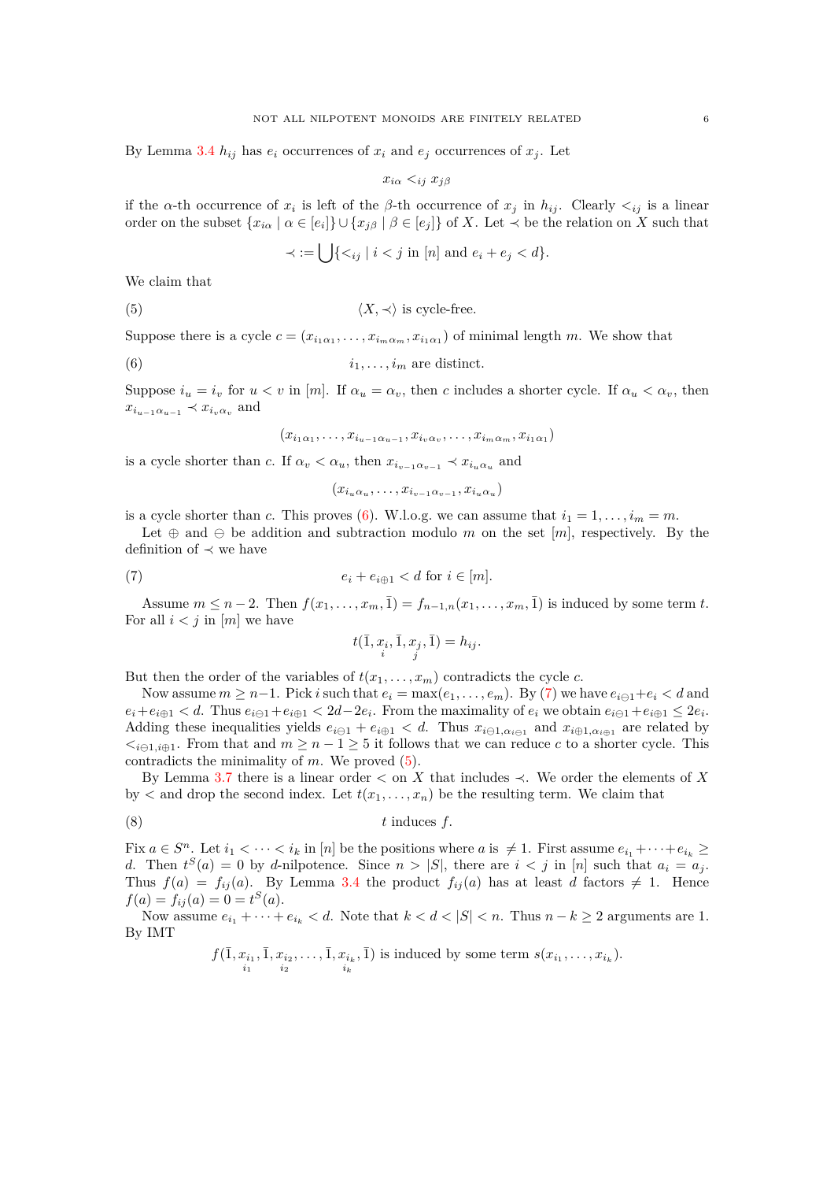By Lemma 3.4 $h_{ij}$ has $e_i$ occurrences of $x_i$ and $e_j$ occurrences of $x_j$. Let

$$x_{i\alpha} <_{ij} x_{j\beta}$$

if the $\alpha$-th occurrence of $x_i$ is left of the $\beta$-th occurrence of $x_j$ in $h_{ij}$. Clearly $<_{ij}$ is a linear order on the subset $\{x_{i\alpha} \mid \alpha \in [e_i]\} \cup \{x_{j\beta} \mid \beta \in [e_j]\}$ of $X$. Let $\prec$ be the relation on $X$ such that

$$\prec := \bigcup \{<_{ij} \mid i < j \text{ in } [n] \text{ and } e_i + e_j < d\}.$$

We claim that

$$\langle X, \prec \rangle \text{ is cycle-free.} \tag{5}$$

Suppose there is a cycle $c = (x_{i_1\alpha_1}, \ldots, x_{i_m\alpha_m}, x_{i_1\alpha_1})$ of minimal length $m$. We show that

$$i_1, \ldots, i_m \text{ are distinct.} \tag{6}$$

Suppose $i_u = i_v$ for $u < v$ in $[m]$. If $\alpha_u = \alpha_v$, then $c$ includes a shorter cycle. If $\alpha_u < \alpha_v$, then $x_{i_{u-1}\alpha_{u-1}} \prec x_{i_v\alpha_v}$ and

$$(x_{i_1\alpha_1}, \ldots, x_{i_{u-1}\alpha_{u-1}}, x_{i_v\alpha_v}, \ldots, x_{i_m\alpha_m}, x_{i_1\alpha_1})$$

is a cycle shorter than $c$. If $\alpha_v < \alpha_u$, then $x_{i_{v-1}\alpha_{v-1}} \prec x_{i_u\alpha_u}$ and

$$(x_{i_u\alpha_u}, \ldots, x_{i_{v-1}\alpha_{v-1}}, x_{i_u\alpha_u})$$

is a cycle shorter than $c$. This proves (6). W.l.o.g. we can assume that $i_1 = 1, \ldots, i_m = m$.

Let $\oplus$ and $\ominus$ be addition and subtraction modulo $m$ on the set $[m]$, respectively. By the definition of $\prec$ we have

$$e_i + e_{i\oplus 1} < d \text{ for } i \in [m]. \tag{7}$$

Assume $m \leq n-2$. Then $f(x_1, \ldots, x_m, \bar{1}) = f_{n-1,n}(x_1, \ldots, x_m, \bar{1})$ is induced by some term $t$. For all $i < j$ in $[m]$ we have

$$t(\bar{1}, \underset{i}{x_i}, \bar{1}, \underset{j}{x_j}, \bar{1}) = h_{ij}.$$

But then the order of the variables of $t(x_1, \ldots, x_m)$ contradicts the cycle $c$.

Now assume $m \geq n-1$. Pick $i$ such that $e_i = \max(e_1, \ldots, e_m)$. By (7) we have $e_{i\ominus 1} + e_i < d$ and $e_i + e_{i\oplus 1} < d$. Thus $e_{i\ominus 1} + e_{i\oplus 1} < 2d - 2e_i$. From the maximality of $e_i$ we obtain $e_{i\ominus 1} + e_{i\oplus 1} \leq 2e_i$. Adding these inequalities yields $e_{i\ominus 1} + e_{i\oplus 1} < d$. Thus $x_{i\ominus 1, \alpha_{i\ominus 1}}$ and $x_{i\oplus 1, \alpha_{i\oplus 1}}$ are related by $<_{i\ominus 1, i\oplus 1}$. From that and $m \geq n-1 \geq 5$ it follows that we can reduce $c$ to a shorter cycle. This contradicts the minimality of $m$. We proved (5).

By Lemma 3.7 there is a linear order $<$ on $X$ that includes $\prec$. We order the elements of $X$ by $<$ and drop the second index. Let $t(x_1, \ldots, x_n)$ be the resulting term. We claim that

$$t \text{ induces } f. \tag{8}$$

Fix $a \in S^n$. Let $i_1 < \cdots < i_k$ in $[n]$ be the positions where $a$ is $\neq 1$. First assume $e_{i_1} + \cdots + e_{i_k} \geq d$. Then $t^S(a) = 0$ by $d$-nilpotence. Since $n > |S|$, there are $i < j$ in $[n]$ such that $a_i = a_j$. Thus $f(a) = f_{ij}(a)$. By Lemma 3.4 the product $f_{ij}(a)$ has at least $d$ factors $\neq 1$. Hence $f(a) = f_{ij}(a) = 0 = t^S(a)$.

Now assume $e_{i_1} + \cdots + e_{i_k} < d$. Note that $k < d < |S| < n$. Thus $n - k \geq 2$ arguments are 1. By IMT

$$f(\bar{1}, \underset{i_1}{x_{i_1}}, \bar{1}, \underset{i_2}{x_{i_2}}, \ldots, \bar{1}, \underset{i_k}{x_{i_k}}, \bar{1}) \text{ is induced by some term } s(x_{i_1}, \ldots, x_{i_k}).$$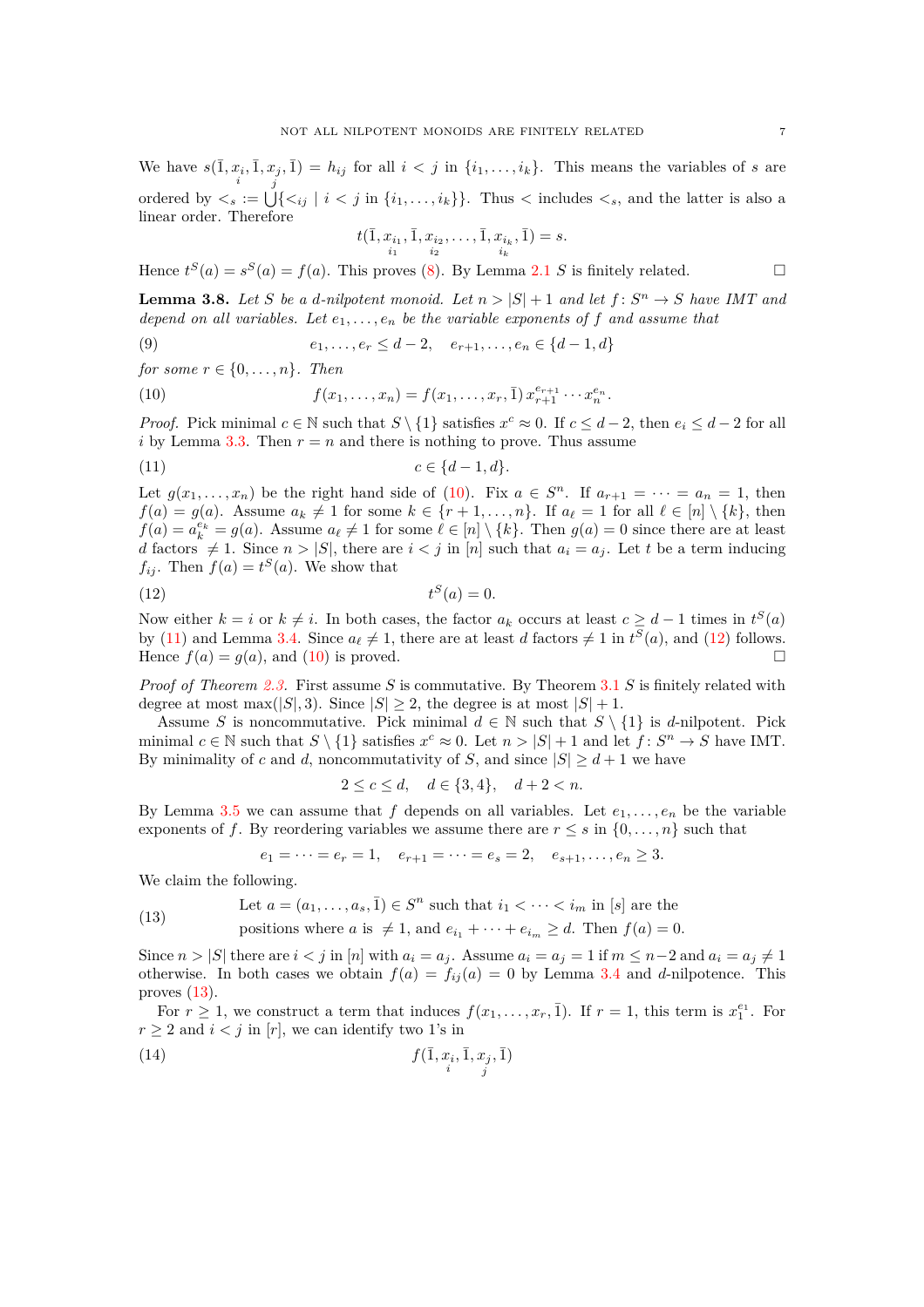We have $s(\bar{1}, \underset{i}{x_i}, \bar{1}, \underset{j}{x_j}, \bar{1}) = h_{ij}$ for all $i < j$ in $\{i_1, \dots, i_k\}$. This means the variables of $s$ are ordered by $<_s := \bigcup\{<_{ij} \mid i < j \text{ in } \{i_1, \dots, i_k\}\}$. Thus $<$ includes $<_s$, and the latter is also a linear order. Therefore

$$t(\bar{1}, \underset{i_1}{x_{i_1}}, \bar{1}, \underset{i_2}{x_{i_2}}, \dots, \bar{1}, \underset{i_k}{x_{i_k}}, \bar{1}) = s.$$

Hence $t^S(a) = s^S(a) = f(a)$. This proves (8). By Lemma 2.1 $S$ is finitely related. □

**Lemma 3.8.** *Let $S$ be a $d$-nilpotent monoid. Let $n > |S| + 1$ and let $f\colon S^n \to S$ have IMT and depend on all variables. Let $e_1, \dots, e_n$ be the variable exponents of $f$ and assume that*

$$e_1, \dots, e_r \leq d - 2, \quad e_{r+1}, \dots, e_n \in \{d-1, d\} \tag{9}$$

*for some $r \in \{0, \dots, n\}$. Then*

$$f(x_1, \dots, x_n) = f(x_1, \dots, x_r, \bar{1})\, x_{r+1}^{e_{r+1}} \cdots x_n^{e_n}. \tag{10}$$

*Proof.* Pick minimal $c \in \mathbb{N}$ such that $S \setminus \{1\}$ satisfies $x^c \approx 0$. If $c \leq d - 2$, then $e_i \leq d - 2$ for all $i$ by Lemma 3.3. Then $r = n$ and there is nothing to prove. Thus assume

$$c \in \{d-1, d\}. \tag{11}$$

Let $g(x_1, \dots, x_n)$ be the right hand side of (10). Fix $a \in S^n$. If $a_{r+1} = \dots = a_n = 1$, then $f(a) = g(a)$. Assume $a_k \neq 1$ for some $k \in \{r+1, \dots, n\}$. If $a_\ell = 1$ for all $\ell \in [n] \setminus \{k\}$, then $f(a) = a_k^{e_k} = g(a)$. Assume $a_\ell \neq 1$ for some $\ell \in [n] \setminus \{k\}$. Then $g(a) = 0$ since there are at least $d$ factors $\neq 1$. Since $n > |S|$, there are $i < j$ in $[n]$ such that $a_i = a_j$. Let $t$ be a term inducing $f_{ij}$. Then $f(a) = t^S(a)$. We show that

$$t^S(a) = 0. \tag{12}$$

Now either $k = i$ or $k \neq i$. In both cases, the factor $a_k$ occurs at least $c \geq d - 1$ times in $t^S(a)$ by (11) and Lemma 3.4. Since $a_\ell \neq 1$, there are at least $d$ factors $\neq 1$ in $t^S(a)$, and (12) follows. Hence $f(a) = g(a)$, and (10) is proved. □

*Proof of Theorem 2.3.* First assume $S$ is commutative. By Theorem 3.1 $S$ is finitely related with degree at most $\max(|S|, 3)$. Since $|S| \geq 2$, the degree is at most $|S| + 1$.

Assume $S$ is noncommutative. Pick minimal $d \in \mathbb{N}$ such that $S \setminus \{1\}$ is $d$-nilpotent. Pick minimal $c \in \mathbb{N}$ such that $S \setminus \{1\}$ satisfies $x^c \approx 0$. Let $n > |S| + 1$ and let $f\colon S^n \to S$ have IMT. By minimality of $c$ and $d$, noncommutativity of $S$, and since $|S| \geq d + 1$ we have

$$2 \leq c \leq d, \quad d \in \{3, 4\}, \quad d + 2 < n.$$

By Lemma 3.5 we can assume that $f$ depends on all variables. Let $e_1, \dots, e_n$ be the variable exponents of $f$. By reordering variables we assume there are $r \leq s$ in $\{0, \dots, n\}$ such that

$$e_1 = \dots = e_r = 1, \quad e_{r+1} = \dots = e_s = 2, \quad e_{s+1}, \dots, e_n \geq 3.$$

We claim the following.

$$\begin{array}{l} \text{Let } a = (a_1, \dots, a_s, \bar{1}) \in S^n \text{ such that } i_1 < \dots < i_m \text{ in } [s] \text{ are the} \\ \text{positions where } a \text{ is } \neq 1, \text{ and } e_{i_1} + \dots + e_{i_m} \geq d. \text{ Then } f(a) = 0. \end{array} \tag{13}$$

Since $n > |S|$ there are $i < j$ in $[n]$ with $a_i = a_j$. Assume $a_i = a_j = 1$ if $m \leq n-2$ and $a_i = a_j \neq 1$ otherwise. In both cases we obtain $f(a) = f_{ij}(a) = 0$ by Lemma 3.4 and $d$-nilpotence. This proves (13).

For $r \geq 1$, we construct a term that induces $f(x_1, \dots, x_r, \bar{1})$. If $r = 1$, this term is $x_1^{e_1}$. For $r \geq 2$ and $i < j$ in $[r]$, we can identify two 1's in

$$f(\bar{1}, \underset{i}{x_i}, \bar{1}, \underset{j}{x_j}, \bar{1}) \tag{14}$$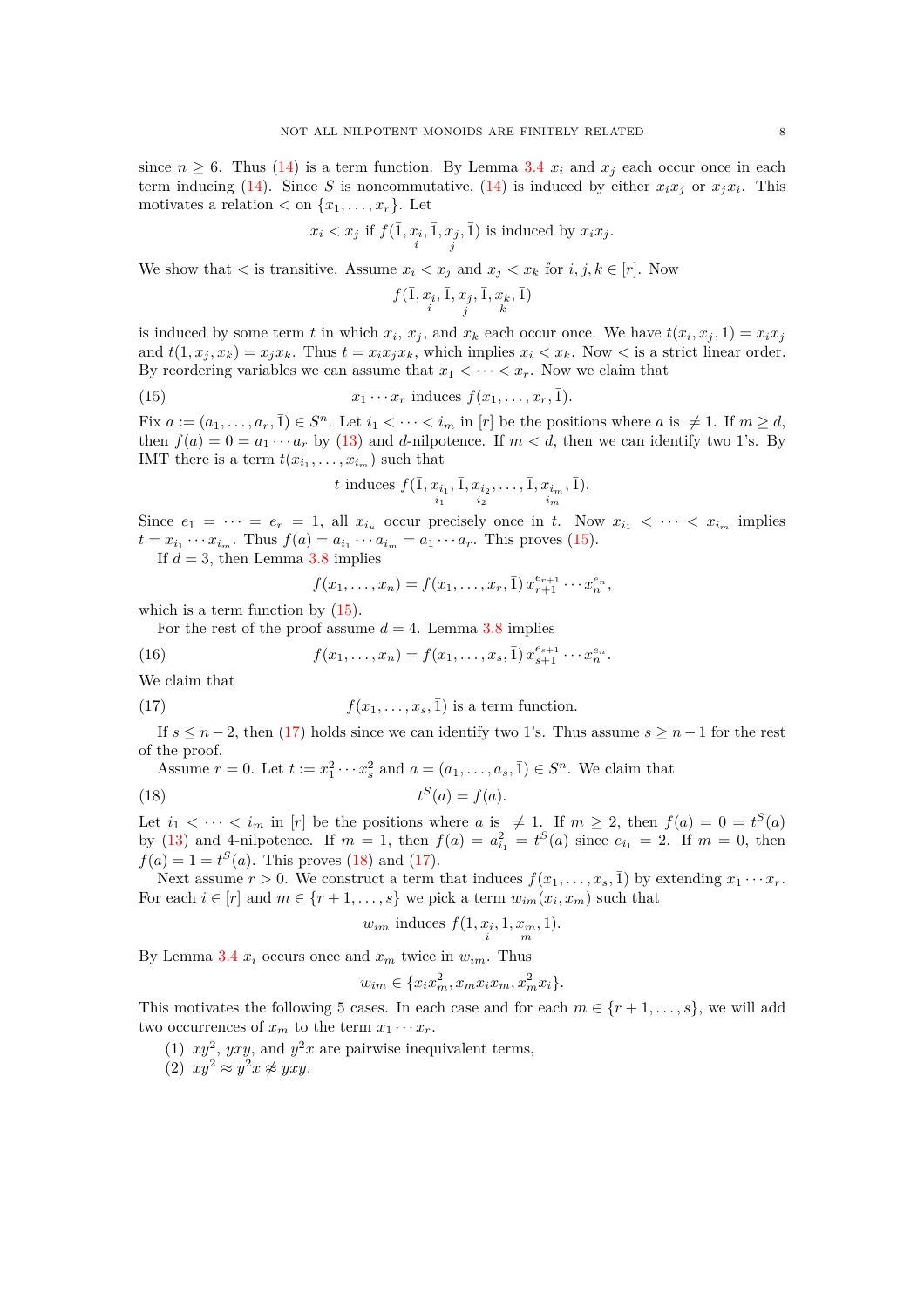since $n \geq 6$. Thus (14) is a term function. By Lemma 3.4 $x_i$ and $x_j$ each occur once in each term inducing (14). Since $S$ is noncommutative, (14) is induced by either $x_ix_j$ or $x_jx_i$. This motivates a relation $<$ on $\{x_1, \dots, x_r\}$. Let

$$x_i < x_j \text{ if } f(\bar{1}, \underset{i}{x_i}, \bar{1}, \underset{j}{x_j}, \bar{1}) \text{ is induced by } x_ix_j.$$

We show that $<$ is transitive. Assume $x_i < x_j$ and $x_j < x_k$ for $i, j, k \in [r]$. Now

$$f(\bar{1}, \underset{i}{x_i}, \bar{1}, \underset{j}{x_j}, \bar{1}, \underset{k}{x_k}, \bar{1})$$

is induced by some term $t$ in which $x_i$, $x_j$, and $x_k$ each occur once. We have $t(x_i, x_j, 1) = x_ix_j$ and $t(1, x_j, x_k) = x_jx_k$. Thus $t = x_ix_jx_k$, which implies $x_i < x_k$. Now $<$ is a strict linear order. By reordering variables we can assume that $x_1 < \dots < x_r$. Now we claim that

$$x_1 \cdots x_r \text{ induces } f(x_1, \dots, x_r, \bar{1}). \tag{15}$$

Fix $a := (a_1, \dots, a_r, \bar{1}) \in S^n$. Let $i_1 < \dots < i_m$ in $[r]$ be the positions where $a$ is $\neq 1$. If $m \geq d$, then $f(a) = 0 = a_1 \cdots a_r$ by (13) and $d$-nilpotence. If $m < d$, then we can identify two 1's. By IMT there is a term $t(x_{i_1}, \dots, x_{i_m})$ such that

$$t \text{ induces } f(\bar{1}, \underset{i_1}{x_{i_1}}, \bar{1}, \underset{i_2}{x_{i_2}}, \dots, \bar{1}, \underset{i_m}{x_{i_m}}, \bar{1}).$$

Since $e_1 = \dots = e_r = 1$, all $x_{i_u}$ occur precisely once in $t$. Now $x_{i_1} < \dots < x_{i_m}$ implies $t = x_{i_1} \cdots x_{i_m}$. Thus $f(a) = a_{i_1} \cdots a_{i_m} = a_1 \cdots a_r$. This proves (15).

If $d = 3$, then Lemma 3.8 implies

$$f(x_1, \dots, x_n) = f(x_1, \dots, x_r, \bar{1})\, x_{r+1}^{e_{r+1}} \cdots x_n^{e_n},$$

which is a term function by (15).

For the rest of the proof assume $d = 4$. Lemma 3.8 implies

$$f(x_1, \dots, x_n) = f(x_1, \dots, x_s, \bar{1})\, x_{s+1}^{e_{s+1}} \cdots x_n^{e_n}. \tag{16}$$

We claim that

$$f(x_1, \dots, x_s, \bar{1}) \text{ is a term function.} \tag{17}$$

If $s \leq n-2$, then (17) holds since we can identify two 1's. Thus assume $s \geq n-1$ for the rest of the proof.

Assume $r = 0$. Let $t := x_1^2 \cdots x_s^2$ and $a = (a_1, \dots, a_s, \bar{1}) \in S^n$. We claim that

$$t^S(a) = f(a). \tag{18}$$

Let $i_1 < \dots < i_m$ in $[r]$ be the positions where $a$ is $\neq 1$. If $m \geq 2$, then $f(a) = 0 = t^S(a)$ by (13) and 4-nilpotence. If $m = 1$, then $f(a) = a_{i_1}^2 = t^S(a)$ since $e_{i_1} = 2$. If $m = 0$, then $f(a) = 1 = t^S(a)$. This proves (18) and (17).

Next assume $r > 0$. We construct a term that induces $f(x_1, \dots, x_s, \bar{1})$ by extending $x_1 \cdots x_r$. For each $i \in [r]$ and $m \in \{r+1, \dots, s\}$ we pick a term $w_{im}(x_i, x_m)$ such that

$$w_{im} \text{ induces } f(\bar{1}, \underset{i}{x_i}, \bar{1}, \underset{m}{x_m}, \bar{1}).$$

By Lemma 3.4 $x_i$ occurs once and $x_m$ twice in $w_{im}$. Thus

$$w_{im} \in \{x_ix_m^2, x_mx_ix_m, x_m^2x_i\}.$$

This motivates the following 5 cases. In each case and for each $m \in \{r+1, \dots, s\}$, we will add two occurrences of $x_m$ to the term $x_1 \cdots x_r$.

1. $xy^2$, $yxy$, and $y^2x$ are pairwise inequivalent terms,
2. $xy^2 \approx y^2x \not\approx yxy$.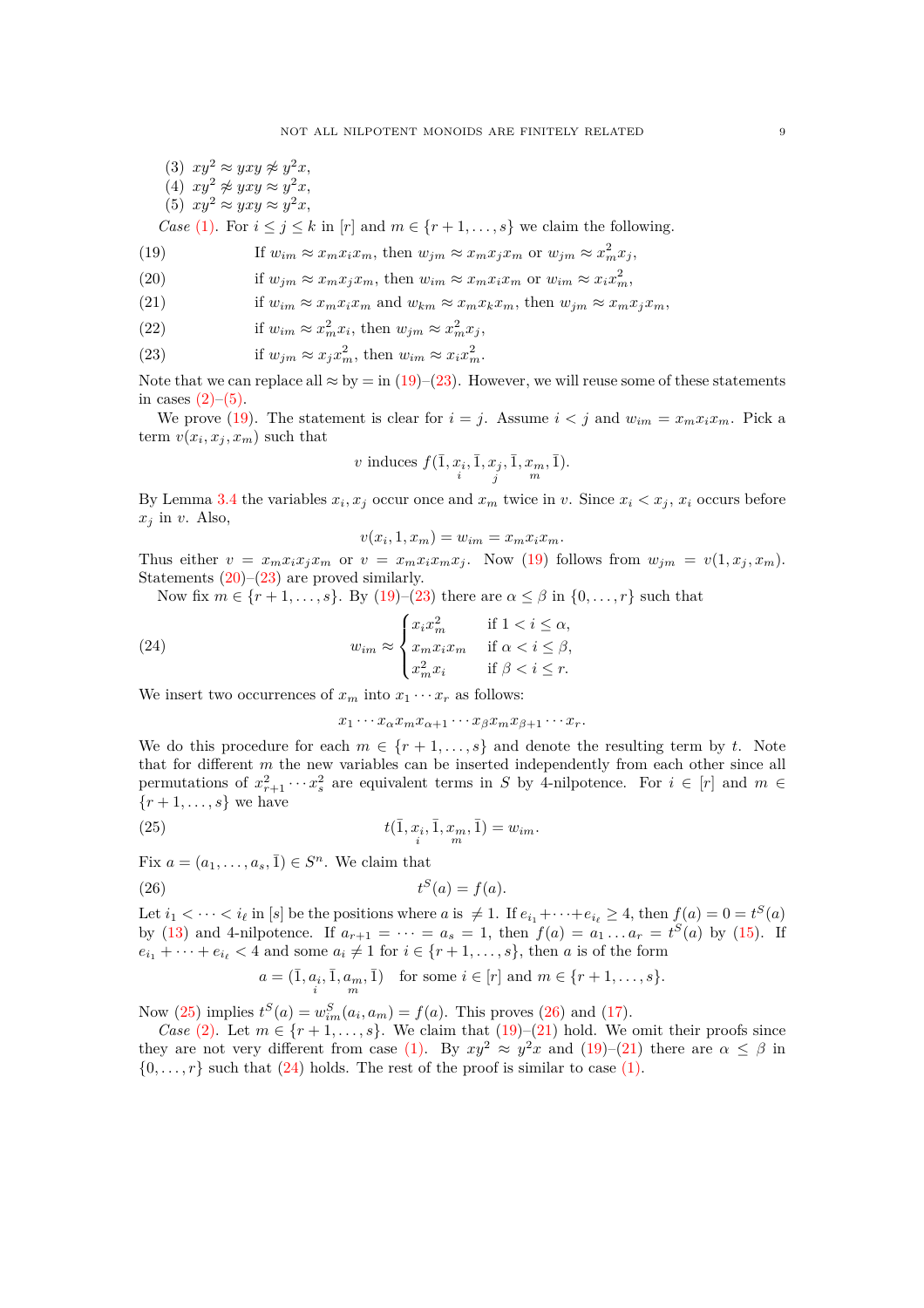(3) $xy^2 \approx yxy \not\approx y^2x$,
(4) $xy^2 \not\approx yxy \approx y^2x$,
(5) $xy^2 \approx yxy \approx y^2x$,

*Case* (1). For $i \leq j \leq k$ in $[r]$ and $m \in \{r+1, \dots, s\}$ we claim the following.

$$\text{If } w_{im} \approx x_m x_i x_m, \text{ then } w_{jm} \approx x_m x_j x_m \text{ or } w_{jm} \approx x_m^2 x_j, \tag{19}$$

$$\text{if } w_{jm} \approx x_m x_j x_m, \text{ then } w_{im} \approx x_m x_i x_m \text{ or } w_{im} \approx x_i x_m^2, \tag{20}$$

$$\text{if } w_{im} \approx x_m x_i x_m \text{ and } w_{km} \approx x_m x_k x_m, \text{ then } w_{jm} \approx x_m x_j x_m, \tag{21}$$

$$\text{if } w_{im} \approx x_m^2 x_i, \text{ then } w_{jm} \approx x_m^2 x_j, \tag{22}$$

$$\text{if } w_{jm} \approx x_j x_m^2, \text{ then } w_{im} \approx x_i x_m^2. \tag{23}$$

Note that we can replace all $\approx$ by $=$ in (19)–(23). However, we will reuse some of these statements in cases (2)–(5).

We prove (19). The statement is clear for $i = j$. Assume $i < j$ and $w_{im} = x_m x_i x_m$. Pick a term $v(x_i, x_j, x_m)$ such that

$$v \text{ induces } f(\bar{1}, \underset{i}{x_i}, \bar{1}, \underset{j}{x_j}, \bar{1}, \underset{m}{x_m}, \bar{1}).$$

By Lemma 3.4 the variables $x_i, x_j$ occur once and $x_m$ twice in $v$. Since $x_i < x_j$, $x_i$ occurs before $x_j$ in $v$. Also,

$$v(x_i, 1, x_m) = w_{im} = x_m x_i x_m.$$

Thus either $v = x_m x_i x_j x_m$ or $v = x_m x_i x_m x_j$. Now (19) follows from $w_{jm} = v(1, x_j, x_m)$. Statements (20)–(23) are proved similarly.

Now fix $m \in \{r+1, \dots, s\}$. By (19)–(23) there are $\alpha \leq \beta$ in $\{0, \dots, r\}$ such that

$$w_{im} \approx \begin{cases} x_i x_m^2 & \text{if } 1 < i \leq \alpha, \\ x_m x_i x_m & \text{if } \alpha < i \leq \beta, \\ x_m^2 x_i & \text{if } \beta < i \leq r. \end{cases} \tag{24}$$

We insert two occurrences of $x_m$ into $x_1 \cdots x_r$ as follows:

$$x_1 \cdots x_\alpha x_m x_{\alpha+1} \cdots x_\beta x_m x_{\beta+1} \cdots x_r.$$

We do this procedure for each $m \in \{r+1, \dots, s\}$ and denote the resulting term by $t$. Note that for different $m$ the new variables can be inserted independently from each other since all permutations of $x_{r+1}^2 \cdots x_s^2$ are equivalent terms in $S$ by 4-nilpotence. For $i \in [r]$ and $m \in \{r+1, \dots, s\}$ we have

$$t(\bar{1}, \underset{i}{x_i}, \bar{1}, \underset{m}{x_m}, \bar{1}) = w_{im}. \tag{25}$$

Fix $a = (a_1, \dots, a_s, \bar{1}) \in S^n$. We claim that

$$t^S(a) = f(a). \tag{26}$$

Let $i_1 < \dots < i_\ell$ in $[s]$ be the positions where $a$ is $\neq 1$. If $e_{i_1} + \dots + e_{i_\ell} \geq 4$, then $f(a) = 0 = t^S(a)$ by (13) and 4-nilpotence. If $a_{r+1} = \dots = a_s = 1$, then $f(a) = a_1 \dots a_r = t^S(a)$ by (15). If $e_{i_1} + \dots + e_{i_\ell} < 4$ and some $a_i \neq 1$ for $i \in \{r+1, \dots, s\}$, then $a$ is of the form

$$a = (\bar{1}, \underset{i}{a_i}, \bar{1}, \underset{m}{a_m}, \bar{1}) \quad \text{for some } i \in [r] \text{ and } m \in \{r+1, \dots, s\}.$$

Now (25) implies $t^S(a) = w_{im}^S(a_i, a_m) = f(a)$. This proves (26) and (17).

*Case* (2). Let $m \in \{r+1, \dots, s\}$. We claim that (19)–(21) hold. We omit their proofs since they are not very different from case (1). By $xy^2 \approx y^2x$ and (19)–(21) there are $\alpha \leq \beta$ in $\{0, \dots, r\}$ such that (24) holds. The rest of the proof is similar to case (1).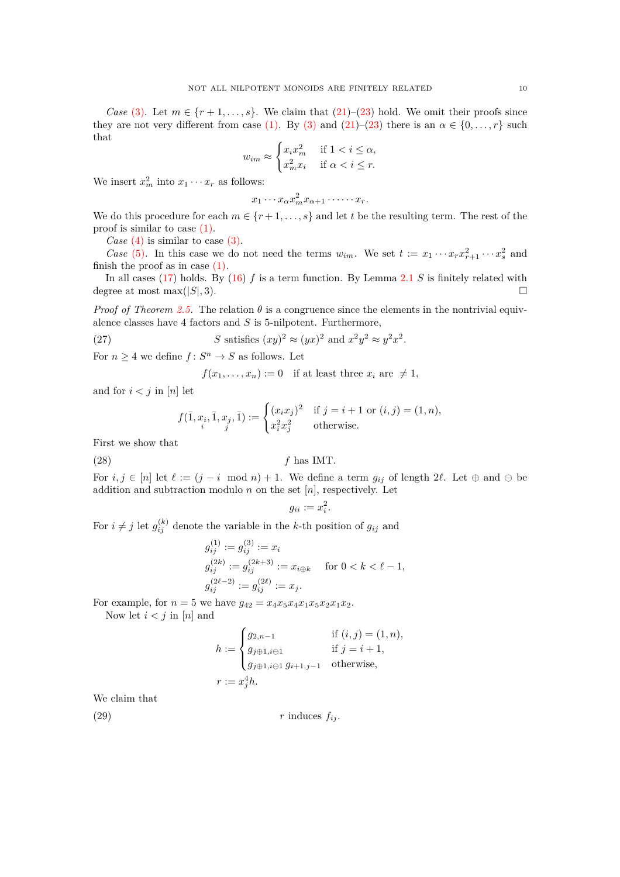*Case* (3). Let $m \in \{r+1, \dots, s\}$. We claim that (21)–(23) hold. We omit their proofs since they are not very different from case (1). By (3) and (21)–(23) there is an $\alpha \in \{0, \dots, r\}$ such that

$$w_{im} \approx \begin{cases} x_i x_m^2 & \text{if } 1 < i \le \alpha, \\ x_m^2 x_i & \text{if } \alpha < i \le r. \end{cases}$$

We insert $x_m^2$ into $x_1 \cdots x_r$ as follows:

$$x_1 \cdots x_\alpha x_m^2 x_{\alpha+1} \cdot \cdots \cdot x_r.$$

We do this procedure for each $m \in \{r+1, \dots, s\}$ and let $t$ be the resulting term. The rest of the proof is similar to case (1).

*Case* (4) is similar to case (3).

*Case* (5). In this case we do not need the terms $w_{im}$. We set $t := x_1 \cdots x_r x_{r+1}^2 \cdots x_s^2$ and finish the proof as in case (1).

In all cases (17) holds. By (16) $f$ is a term function. By Lemma 2.1 $S$ is finitely related with degree at most $\max(|S|, 3)$. □

*Proof of Theorem 2.5.* The relation $\theta$ is a congruence since the elements in the nontrivial equivalence classes have 4 factors and $S$ is 5-nilpotent. Furthermore,

$$\text{(27)} \qquad S \text{ satisfies } (xy)^2 \approx (yx)^2 \text{ and } x^2y^2 \approx y^2x^2.$$

For $n \geq 4$ we define $f \colon S^n \to S$ as follows. Let

$$f(x_1, \dots, x_n) := 0 \quad \text{if at least three } x_i \text{ are } \neq 1,$$

and for $i < j$ in $[n]$ let

$$f(\bar{1}, \underset{i}{x_i}, \bar{1}, \underset{j}{x_j}, \bar{1}) := \begin{cases} (x_i x_j)^2 & \text{if } j = i+1 \text{ or } (i,j) = (1,n), \\ x_i^2 x_j^2 & \text{otherwise.} \end{cases}$$

First we show that

$$\text{(28)} \qquad f \text{ has IMT.}$$

For $i, j \in [n]$ let $\ell := (j - i \mod n) + 1$. We define a term $g_{ij}$ of length $2\ell$. Let $\oplus$ and $\ominus$ be addition and subtraction modulo $n$ on the set $[n]$, respectively. Let

$$g_{ii} := x_i^2.$$

For $i \neq j$ let $g_{ij}^{(k)}$ denote the variable in the $k$-th position of $g_{ij}$ and

$$\begin{aligned} g_{ij}^{(1)} &:= g_{ij}^{(3)} := x_i \\ g_{ij}^{(2k)} &:= g_{ij}^{(2k+3)} := x_{i \oplus k} \quad \text{for } 0 < k < \ell - 1, \\ g_{ij}^{(2\ell-2)} &:= g_{ij}^{(2\ell)} := x_j. \end{aligned}$$

For example, for $n = 5$ we have $g_{42} = x_4 x_5 x_4 x_1 x_5 x_2 x_1 x_2$.

Now let $i < j$ in $[n]$ and

$$\begin{aligned} h &:= \begin{cases} g_{2,n-1} & \text{if } (i,j) = (1,n), \\ g_{j \oplus 1, i \ominus 1} & \text{if } j = i+1, \\ g_{j \oplus 1, i \ominus 1} \, g_{i+1, j-1} & \text{otherwise,} \end{cases} \\ r &:= x_j^4 h. \end{aligned}$$

We claim that

$$\text{(29)} \qquad r \text{ induces } f_{ij}.$$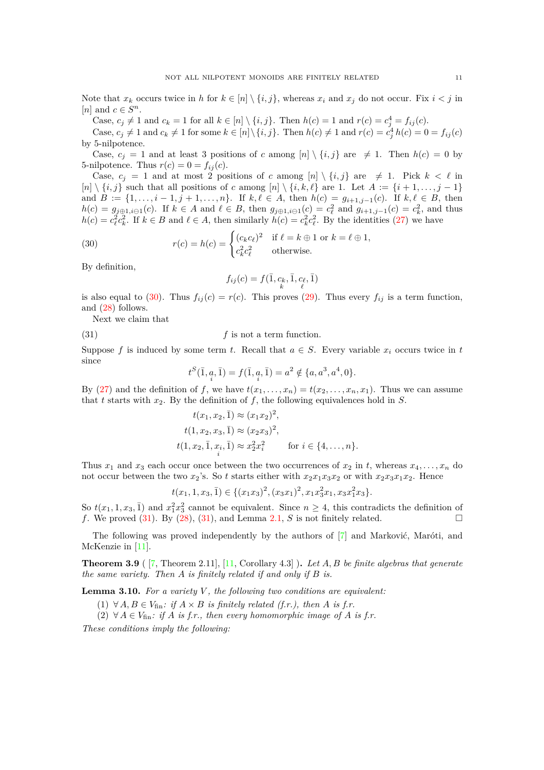Note that $x_k$ occurs twice in $h$ for $k \in [n] \setminus \{i,j\}$, whereas $x_i$ and $x_j$ do not occur. Fix $i < j$ in $[n]$ and $c \in S^n$.

Case, $c_j \neq 1$ and $c_k = 1$ for all $k \in [n] \setminus \{i,j\}$. Then $h(c) = 1$ and $r(c) = c_j^4 = f_{ij}(c)$.

Case, $c_j \neq 1$ and $c_k \neq 1$ for some $k \in [n] \setminus \{i,j\}$. Then $h(c) \neq 1$ and $r(c) = c_j^4\, h(c) = 0 = f_{ij}(c)$ by 5-nilpotence.

Case, $c_j = 1$ and at least 3 positions of $c$ among $[n] \setminus \{i,j\}$ are $\neq 1$. Then $h(c) = 0$ by 5-nilpotence. Thus $r(c) = 0 = f_{ij}(c)$.

Case, $c_j = 1$ and at most 2 positions of $c$ among $[n] \setminus \{i,j\}$ are $\neq 1$. Pick $k < \ell$ in $[n] \setminus \{i,j\}$ such that all positions of $c$ among $[n] \setminus \{i,k,\ell\}$ are 1. Let $A := \{i+1, \dots, j-1\}$ and $B := \{1, \dots, i-1, j+1, \dots, n\}$. If $k, \ell \in A$, then $h(c) = g_{i+1,j-1}(c)$. If $k, \ell \in B$, then $h(c) = g_{j\oplus 1, i\ominus 1}(c)$. If $k \in A$ and $\ell \in B$, then $g_{j\oplus 1, i\ominus 1}(c) = c_\ell^2$ and $g_{i+1,j-1}(c) = c_k^2$, and thus $h(c) = c_\ell^2 c_k^2$. If $k \in B$ and $\ell \in A$, then similarly $h(c) = c_k^2 c_\ell^2$. By the identities (27) we have

$$r(c) = h(c) = \begin{cases} (c_k c_\ell)^2 & \text{if } \ell = k \oplus 1 \text{ or } k = \ell \oplus 1, \\ c_k^2 c_\ell^2 & \text{otherwise.} \end{cases} \tag{30}$$

By definition,

$$f_{ij}(c) = f(\bar{1}, \underset{k}{c_k}, \bar{1}, \underset{\ell}{c_\ell}, \bar{1})$$

is also equal to (30). Thus $f_{ij}(c) = r(c)$. This proves (29). Thus every $f_{ij}$ is a term function, and (28) follows.

Next we claim that

$$f \text{ is not a term function.} \tag{31}$$

Suppose $f$ is induced by some term $t$. Recall that $a \in S$. Every variable $x_i$ occurs twice in $t$ since

$$t^S(\bar{1}, \underset{i}{a}, \bar{1}) = f(\bar{1}, \underset{i}{a}, \bar{1}) = a^2 \notin \{a, a^3, a^4, 0\}.$$

By (27) and the definition of $f$, we have $t(x_1, \dots, x_n) = t(x_2, \dots, x_n, x_1)$. Thus we can assume that $t$ starts with $x_2$. By the definition of $f$, the following equivalences hold in $S$.

$$t(x_1, x_2, \bar{1}) \approx (x_1 x_2)^2,$$
$$t(1, x_2, x_3, \bar{1}) \approx (x_2 x_3)^2,$$
$$t(1, x_2, \bar{1}, \underset{i}{x_i}, \bar{1}) \approx x_2^2 x_i^2 \qquad \text{for } i \in \{4, \dots, n\}.$$

Thus $x_1$ and $x_3$ each occur once between the two occurrences of $x_2$ in $t$, whereas $x_4, \dots, x_n$ do not occur between the two $x_2$'s. So $t$ starts either with $x_2 x_1 x_3 x_2$ or with $x_2 x_3 x_1 x_2$. Hence

$$t(x_1, 1, x_3, \bar{1}) \in \{(x_1 x_3)^2, (x_3 x_1)^2, x_1 x_3^2 x_1, x_3 x_1^2 x_3\}.$$

So $t(x_1, 1, x_3, \bar{1})$ and $x_1^2 x_3^2$ cannot be equivalent. Since $n \geq 4$, this contradicts the definition of $f$. We proved (31). By (28), (31), and Lemma 2.1, $S$ is not finitely related. $\square$

The following was proved independently by the authors of [7] and Marković, Maróti, and McKenzie in [11].

**Theorem 3.9** ([7, Theorem 2.11], [11, Corollary 4.3]). *Let $A, B$ be finite algebras that generate the same variety. Then $A$ is finitely related if and only if $B$ is.*

**Lemma 3.10.** *For a variety $V$, the following two conditions are equivalent:*

(1) *$\forall A, B \in V_{\text{fin}}$: if $A \times B$ is finitely related (f.r.), then $A$ is f.r.*
(2) *$\forall A \in V_{\text{fin}}$: if $A$ is f.r., then every homomorphic image of $A$ is f.r.*

*These conditions imply the following:*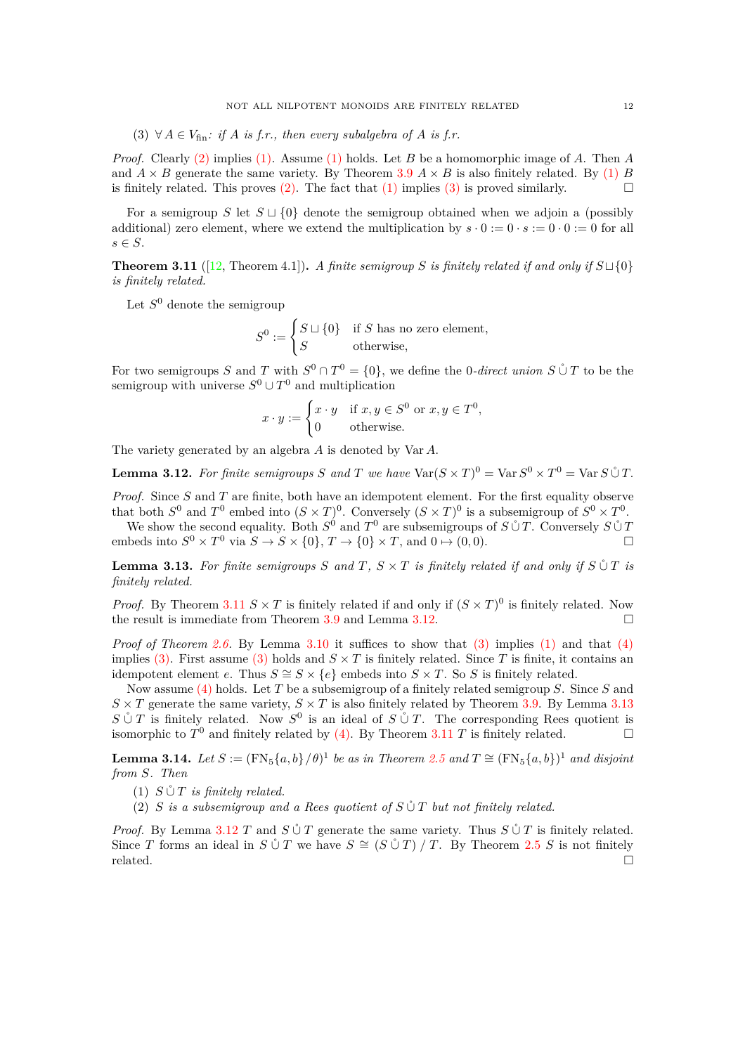(3) $\forall A \in V_{\text{fin}}$: *if $A$ is f.r., then every subalgebra of $A$ is f.r.*

*Proof.* Clearly (2) implies (1). Assume (1) holds. Let $B$ be a homomorphic image of $A$. Then $A$ and $A \times B$ generate the same variety. By Theorem 3.9 $A \times B$ is also finitely related. By (1) $B$ is finitely related. This proves (2). The fact that (1) implies (3) is proved similarly. □

For a semigroup $S$ let $S \sqcup \{0\}$ denote the semigroup obtained when we adjoin a (possibly additional) zero element, where we extend the multiplication by $s \cdot 0 := 0 \cdot s := 0 \cdot 0 := 0$ for all $s \in S$.

**Theorem 3.11** ([12, Theorem 4.1])**.** *A finite semigroup $S$ is finitely related if and only if $S \sqcup \{0\}$ is finitely related.*

Let $S^0$ denote the semigroup

$$S^0 := \begin{cases} S \sqcup \{0\} & \text{if } S \text{ has no zero element,} \\ S & \text{otherwise,} \end{cases}$$

For two semigroups $S$ and $T$ with $S^0 \cap T^0 = \{0\}$, we define the 0-*direct union* $S \mathring{\cup} T$ to be the semigroup with universe $S^0 \cup T^0$ and multiplication

$$x \cdot y := \begin{cases} x \cdot y & \text{if } x, y \in S^0 \text{ or } x, y \in T^0, \\ 0 & \text{otherwise.} \end{cases}$$

The variety generated by an algebra $A$ is denoted by $\operatorname{Var} A$.

**Lemma 3.12.** *For finite semigroups $S$ and $T$ we have $\operatorname{Var}(S \times T)^0 = \operatorname{Var} S^0 \times T^0 = \operatorname{Var} S \mathring{\cup} T$.*

*Proof.* Since $S$ and $T$ are finite, both have an idempotent element. For the first equality observe that both $S^0$ and $T^0$ embed into $(S \times T)^0$. Conversely $(S \times T)^0$ is a subsemigroup of $S^0 \times T^0$.

We show the second equality. Both $S^0$ and $T^0$ are subsemigroups of $S \mathring{\cup} T$. Conversely $S \mathring{\cup} T$ embeds into $S^0 \times T^0$ via $S \to S \times \{0\}$, $T \to \{0\} \times T$, and $0 \mapsto (0, 0)$. □

**Lemma 3.13.** *For finite semigroups $S$ and $T$, $S \times T$ is finitely related if and only if $S \mathring{\cup} T$ is finitely related.*

*Proof.* By Theorem 3.11 $S \times T$ is finitely related if and only if $(S \times T)^0$ is finitely related. Now the result is immediate from Theorem 3.9 and Lemma 3.12. □

*Proof of Theorem 2.6.* By Lemma 3.10 it suffices to show that (3) implies (1) and that (4) implies (3). First assume (3) holds and $S \times T$ is finitely related. Since $T$ is finite, it contains an idempotent element $e$. Thus $S \cong S \times \{e\}$ embeds into $S \times T$. So $S$ is finitely related.

Now assume (4) holds. Let $T$ be a subsemigroup of a finitely related semigroup $S$. Since $S$ and $S \times T$ generate the same variety, $S \times T$ is also finitely related by Theorem 3.9. By Lemma 3.13 $S \mathring{\cup} T$ is finitely related. Now $S^0$ is an ideal of $S \mathring{\cup} T$. The corresponding Rees quotient is isomorphic to $T^0$ and finitely related by (4). By Theorem 3.11 $T$ is finitely related. □

**Lemma 3.14.** *Let $S := (\mathrm{FN}_5\{a, b\} / \theta)^1$ be as in Theorem 2.5 and $T \cong (\mathrm{FN}_5\{a, b\})^1$ and disjoint from $S$. Then*

1. *$S \mathring{\cup} T$ is finitely related.*
2. *$S$ is a subsemigroup and a Rees quotient of $S \mathring{\cup} T$ but not finitely related.*

*Proof.* By Lemma 3.12 $T$ and $S \mathring{\cup} T$ generate the same variety. Thus $S \mathring{\cup} T$ is finitely related. Since $T$ forms an ideal in $S \mathring{\cup} T$ we have $S \cong (S \mathring{\cup} T) / T$. By Theorem 2.5 $S$ is not finitely related. □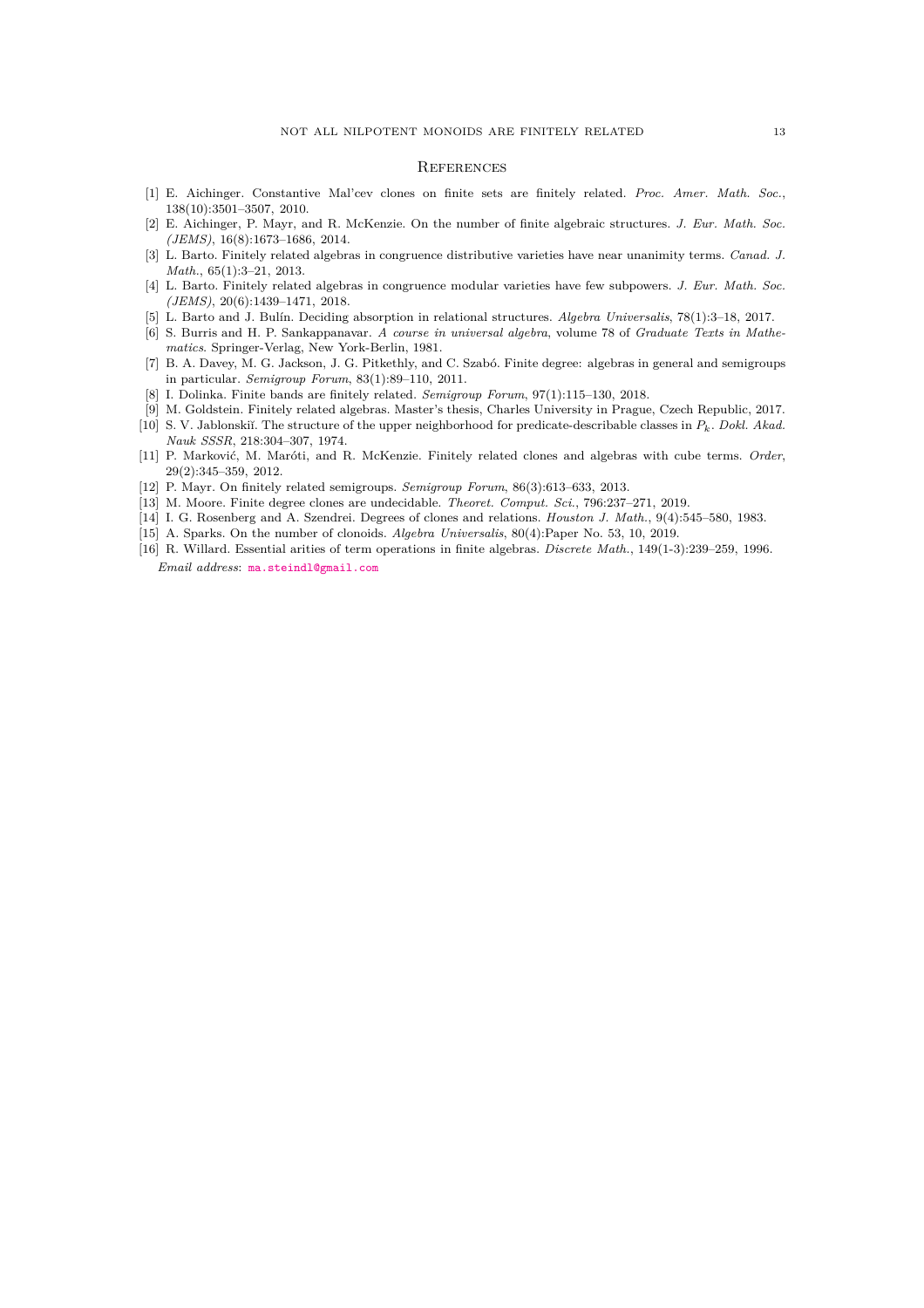## References

[1] E. Aichinger. Constantive Mal'cev clones on finite sets are finitely related. *Proc. Amer. Math. Soc.*, 138(10):3501–3507, 2010.

[2] E. Aichinger, P. Mayr, and R. McKenzie. On the number of finite algebraic structures. *J. Eur. Math. Soc. (JEMS)*, 16(8):1673–1686, 2014.

[3] L. Barto. Finitely related algebras in congruence distributive varieties have near unanimity terms. *Canad. J. Math.*, 65(1):3–21, 2013.

[4] L. Barto. Finitely related algebras in congruence modular varieties have few subpowers. *J. Eur. Math. Soc. (JEMS)*, 20(6):1439–1471, 2018.

[5] L. Barto and J. Bulín. Deciding absorption in relational structures. *Algebra Universalis*, 78(1):3–18, 2017.

[6] S. Burris and H. P. Sankappanavar. *A course in universal algebra*, volume 78 of *Graduate Texts in Mathematics*. Springer-Verlag, New York-Berlin, 1981.

[7] B. A. Davey, M. G. Jackson, J. G. Pitkethly, and C. Szabó. Finite degree: algebras in general and semigroups in particular. *Semigroup Forum*, 83(1):89–110, 2011.

[8] I. Dolinka. Finite bands are finitely related. *Semigroup Forum*, 97(1):115–130, 2018.

[9] M. Goldstein. Finitely related algebras. Master's thesis, Charles University in Prague, Czech Republic, 2017.

[10] S. V. Jablonskiĭ. The structure of the upper neighborhood for predicate-describable classes in $P_k$. *Dokl. Akad. Nauk SSSR*, 218:304–307, 1974.

[11] P. Marković, M. Maróti, and R. McKenzie. Finitely related clones and algebras with cube terms. *Order*, 29(2):345–359, 2012.

[12] P. Mayr. On finitely related semigroups. *Semigroup Forum*, 86(3):613–633, 2013.

[13] M. Moore. Finite degree clones are undecidable. *Theoret. Comput. Sci.*, 796:237–271, 2019.

[14] I. G. Rosenberg and A. Szendrei. Degrees of clones and relations. *Houston J. Math.*, 9(4):545–580, 1983.

[15] A. Sparks. On the number of clonoids. *Algebra Universalis*, 80(4):Paper No. 53, 10, 2019.

[16] R. Willard. Essential arities of term operations in finite algebras. *Discrete Math.*, 149(1-3):239–259, 1996.

*Email address*: ma.steindl@gmail.com